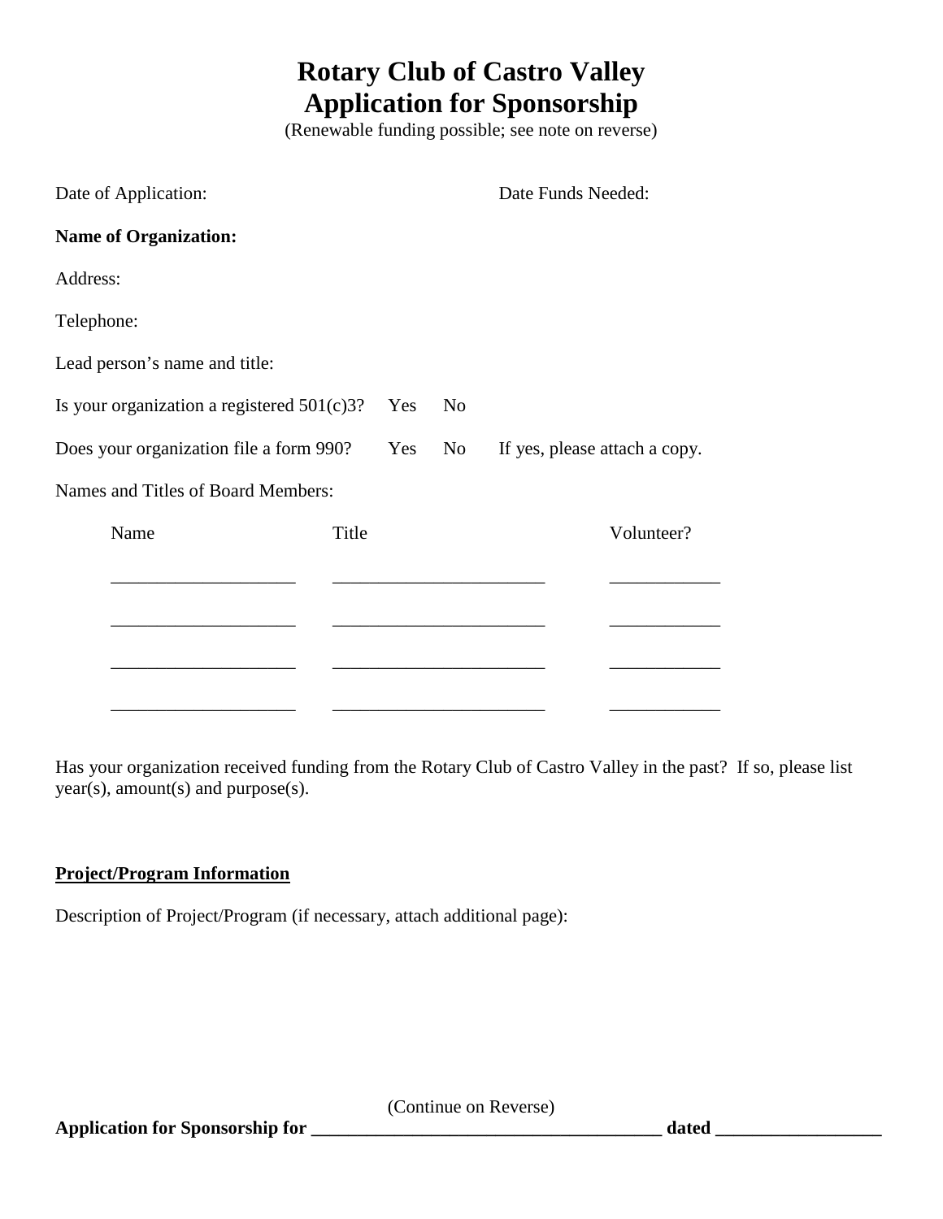# Rotary Club of Castro Valley
# Application for Sponsorship

(Renewable funding possible; see note on reverse)

Date of Application: Date Funds Needed:

**Name of Organization:**

Address:

Telephone:

Lead person's name and title:

Is your organization a registered 501(c)3? Yes No

Does your organization file a form 990? Yes No If yes, please attach a copy.

Names and Titles of Board Members:

| Name | Title | Volunteer? |
|---|---|---|
| ____________________ | _______________________ | ____________ |
| ____________________ | _______________________ | ____________ |
| ____________________ | _______________________ | ____________ |
| ____________________ | _______________________ | ____________ |

Has your organization received funding from the Rotary Club of Castro Valley in the past? If so, please list year(s), amount(s) and purpose(s).

**<u>Project/Program Information</u>**

Description of Project/Program (if necessary, attach additional page):

(Continue on Reverse)

**Application for Sponsorship for ______________________________________ dated __________________**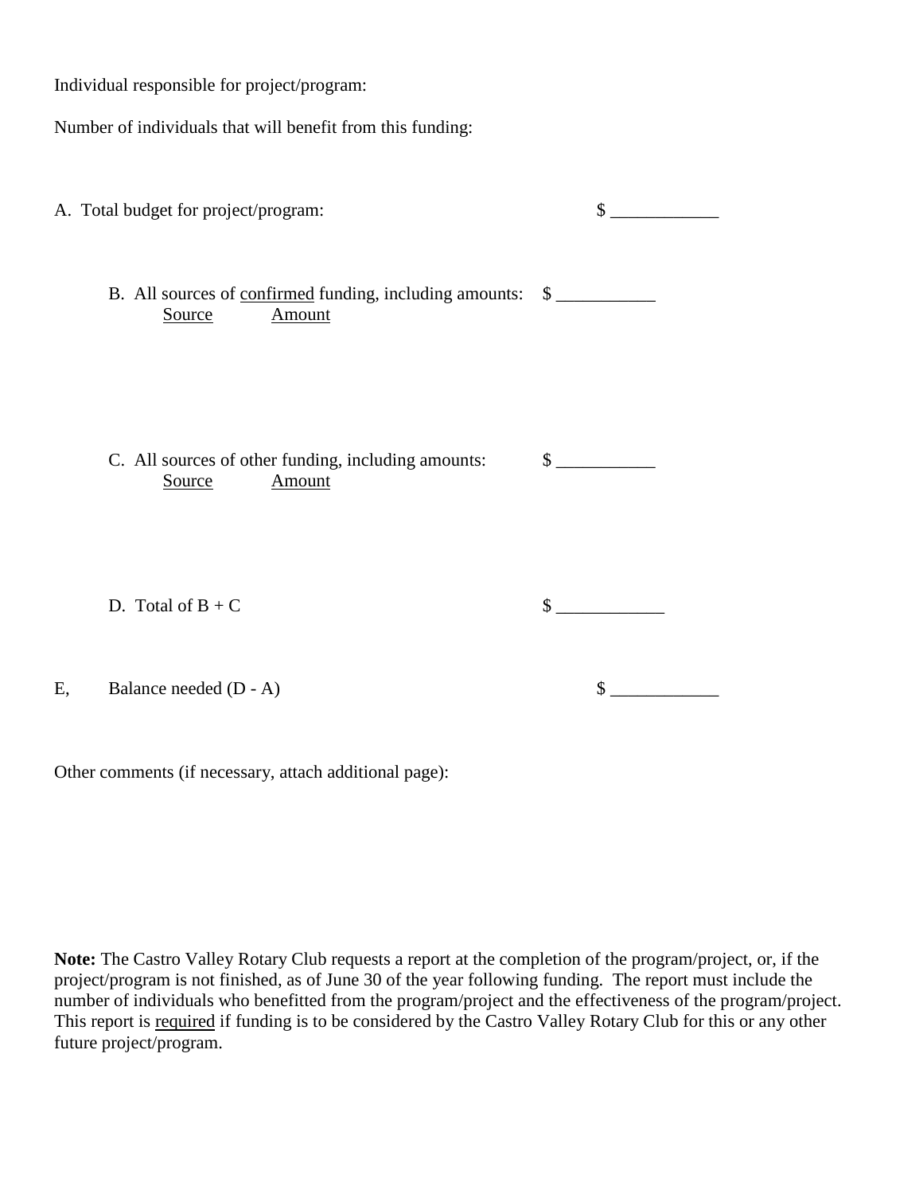Individual responsible for project/program:

Number of individuals that will benefit from this funding:

A. Total budget for project/program: $ ____________

B. All sources of <u>confirmed</u> funding, including amounts: $ ___________

<u>Source</u> <u>Amount</u>

C. All sources of other funding, including amounts: $ ___________

<u>Source</u> <u>Amount</u>

D. Total of B + C $ ____________

E, Balance needed (D - A) $ ____________

Other comments (if necessary, attach additional page):

**Note:** The Castro Valley Rotary Club requests a report at the completion of the program/project, or, if the project/program is not finished, as of June 30 of the year following funding. The report must include the number of individuals who benefitted from the program/project and the effectiveness of the program/project. This report is <u>required</u> if funding is to be considered by the Castro Valley Rotary Club for this or any other future project/program.